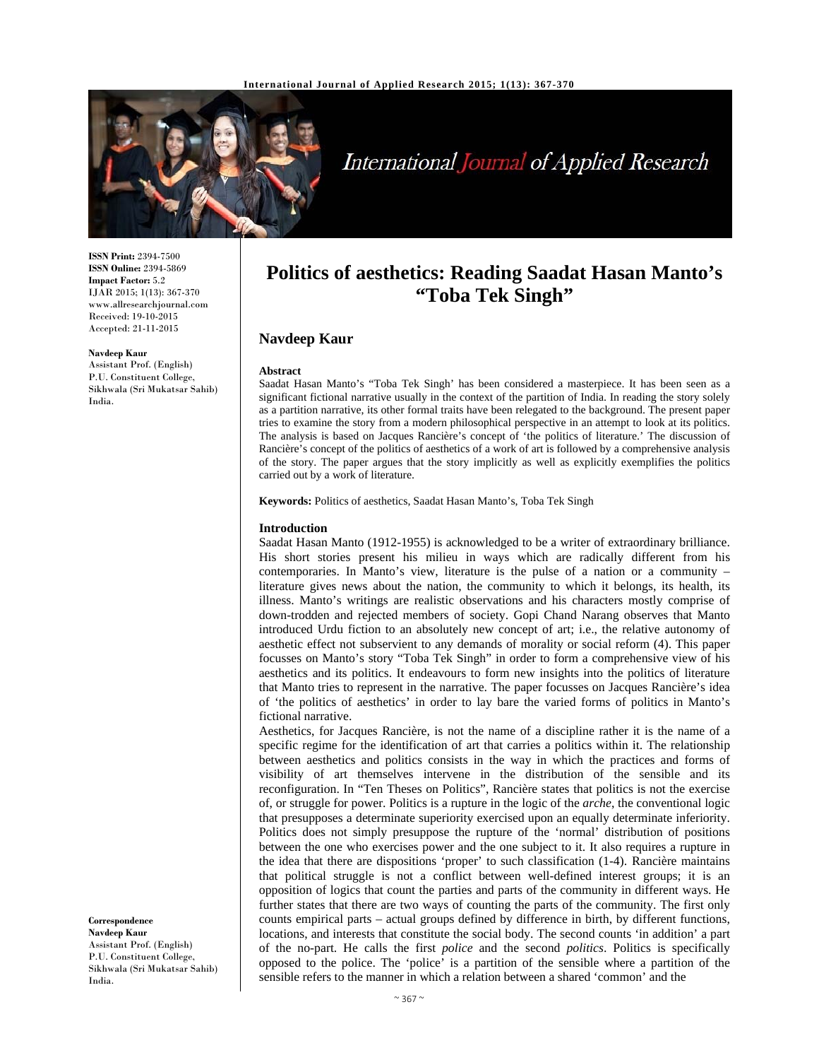**ISSN Print:** 2394-7500
**ISSN Online:** 2394-5869
**Impact Factor:** 5.2
IJAR 2015; 1(13): 367-370
www.allresearchjournal.com
Received: 19-10-2015
Accepted: 21-11-2015

**Navdeep Kaur**
Assistant Prof. (English)
P.U. Constituent College, Sikhwala (Sri Mukatsar Sahib) India.

**Correspondence**
**Navdeep Kaur**
Assistant Prof. (English)
P.U. Constituent College, Sikhwala (Sri Mukatsar Sahib) India.

# Politics of aesthetics: Reading Saadat Hasan Manto's "Toba Tek Singh"

## Navdeep Kaur

### Abstract

Saadat Hasan Manto's "Toba Tek Singh' has been considered a masterpiece. It has been seen as a significant fictional narrative usually in the context of the partition of India. In reading the story solely as a partition narrative, its other formal traits have been relegated to the background. The present paper tries to examine the story from a modern philosophical perspective in an attempt to look at its politics. The analysis is based on Jacques Rancière's concept of 'the politics of literature.' The discussion of Rancière's concept of the politics of aesthetics of a work of art is followed by a comprehensive analysis of the story. The paper argues that the story implicitly as well as explicitly exemplifies the politics carried out by a work of literature.

**Keywords:** Politics of aesthetics, Saadat Hasan Manto's, Toba Tek Singh

### Introduction

Saadat Hasan Manto (1912-1955) is acknowledged to be a writer of extraordinary brilliance. His short stories present his milieu in ways which are radically different from his contemporaries. In Manto's view, literature is the pulse of a nation or a community – literature gives news about the nation, the community to which it belongs, its health, its illness. Manto's writings are realistic observations and his characters mostly comprise of down-trodden and rejected members of society. Gopi Chand Narang observes that Manto introduced Urdu fiction to an absolutely new concept of art; i.e., the relative autonomy of aesthetic effect not subservient to any demands of morality or social reform (4). This paper focusses on Manto's story "Toba Tek Singh" in order to form a comprehensive view of his aesthetics and its politics. It endeavours to form new insights into the politics of literature that Manto tries to represent in the narrative. The paper focusses on Jacques Rancière's idea of 'the politics of aesthetics' in order to lay bare the varied forms of politics in Manto's fictional narrative.

Aesthetics, for Jacques Rancière, is not the name of a discipline rather it is the name of a specific regime for the identification of art that carries a politics within it. The relationship between aesthetics and politics consists in the way in which the practices and forms of visibility of art themselves intervene in the distribution of the sensible and its reconfiguration. In "Ten Theses on Politics", Rancière states that politics is not the exercise of, or struggle for power. Politics is a rupture in the logic of the *arche*, the conventional logic that presupposes a determinate superiority exercised upon an equally determinate inferiority. Politics does not simply presuppose the rupture of the 'normal' distribution of positions between the one who exercises power and the one subject to it. It also requires a rupture in the idea that there are dispositions 'proper' to such classification (1-4). Rancière maintains that political struggle is not a conflict between well-defined interest groups; it is an opposition of logics that count the parties and parts of the community in different ways. He further states that there are two ways of counting the parts of the community. The first only counts empirical parts – actual groups defined by difference in birth, by different functions, locations, and interests that constitute the social body. The second counts 'in addition' a part of the no-part. He calls the first *police* and the second *politics*. Politics is specifically opposed to the police. The 'police' is a partition of the sensible where a partition of the sensible refers to the manner in which a relation between a shared 'common' and the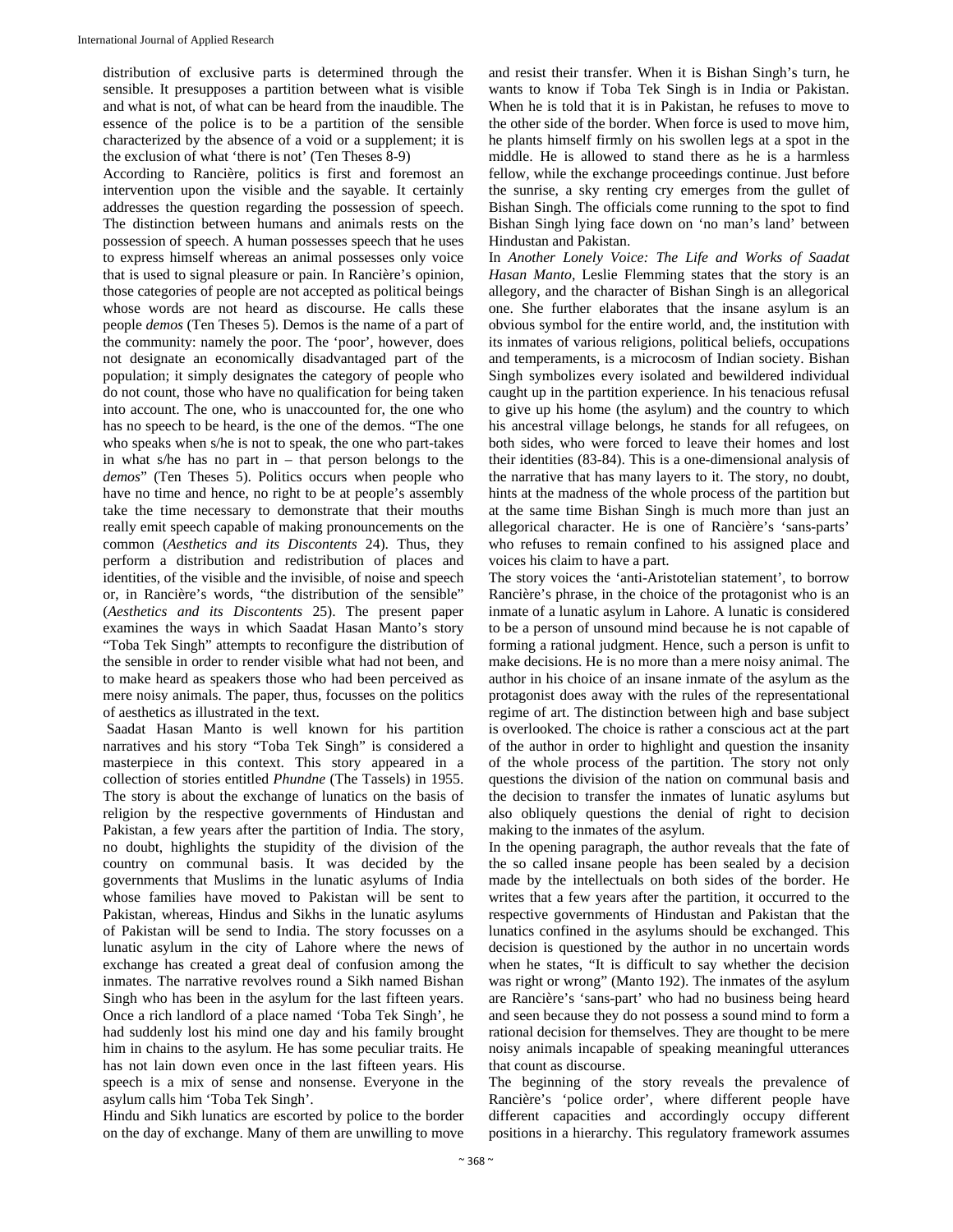distribution of exclusive parts is determined through the sensible. It presupposes a partition between what is visible and what is not, of what can be heard from the inaudible. The essence of the police is to be a partition of the sensible characterized by the absence of a void or a supplement; it is the exclusion of what 'there is not' (Ten Theses 8-9)

According to Rancière, politics is first and foremost an intervention upon the visible and the sayable. It certainly addresses the question regarding the possession of speech. The distinction between humans and animals rests on the possession of speech. A human possesses speech that he uses to express himself whereas an animal possesses only voice that is used to signal pleasure or pain. In Rancière's opinion, those categories of people are not accepted as political beings whose words are not heard as discourse. He calls these people *demos* (Ten Theses 5). Demos is the name of a part of the community: namely the poor. The 'poor', however, does not designate an economically disadvantaged part of the population; it simply designates the category of people who do not count, those who have no qualification for being taken into account. The one, who is unaccounted for, the one who has no speech to be heard, is the one of the demos. "The one who speaks when s/he is not to speak, the one who part-takes in what s/he has no part in – that person belongs to the *demos*" (Ten Theses 5). Politics occurs when people who have no time and hence, no right to be at people's assembly take the time necessary to demonstrate that their mouths really emit speech capable of making pronouncements on the common (*Aesthetics and its Discontents* 24). Thus, they perform a distribution and redistribution of places and identities, of the visible and the invisible, of noise and speech or, in Rancière's words, "the distribution of the sensible" (*Aesthetics and its Discontents* 25). The present paper examines the ways in which Saadat Hasan Manto's story "Toba Tek Singh" attempts to reconfigure the distribution of the sensible in order to render visible what had not been, and to make heard as speakers those who had been perceived as mere noisy animals. The paper, thus, focusses on the politics of aesthetics as illustrated in the text.

Saadat Hasan Manto is well known for his partition narratives and his story "Toba Tek Singh" is considered a masterpiece in this context. This story appeared in a collection of stories entitled *Phundne* (The Tassels) in 1955. The story is about the exchange of lunatics on the basis of religion by the respective governments of Hindustan and Pakistan, a few years after the partition of India. The story, no doubt, highlights the stupidity of the division of the country on communal basis. It was decided by the governments that Muslims in the lunatic asylums of India whose families have moved to Pakistan will be sent to Pakistan, whereas, Hindus and Sikhs in the lunatic asylums of Pakistan will be send to India. The story focusses on a lunatic asylum in the city of Lahore where the news of exchange has created a great deal of confusion among the inmates. The narrative revolves round a Sikh named Bishan Singh who has been in the asylum for the last fifteen years. Once a rich landlord of a place named 'Toba Tek Singh', he had suddenly lost his mind one day and his family brought him in chains to the asylum. He has some peculiar traits. He has not lain down even once in the last fifteen years. His speech is a mix of sense and nonsense. Everyone in the asylum calls him 'Toba Tek Singh'.

Hindu and Sikh lunatics are escorted by police to the border on the day of exchange. Many of them are unwilling to move and resist their transfer. When it is Bishan Singh's turn, he wants to know if Toba Tek Singh is in India or Pakistan. When he is told that it is in Pakistan, he refuses to move to the other side of the border. When force is used to move him, he plants himself firmly on his swollen legs at a spot in the middle. He is allowed to stand there as he is a harmless fellow, while the exchange proceedings continue. Just before the sunrise, a sky renting cry emerges from the gullet of Bishan Singh. The officials come running to the spot to find Bishan Singh lying face down on 'no man's land' between Hindustan and Pakistan.

In *Another Lonely Voice: The Life and Works of Saadat Hasan Manto*, Leslie Flemming states that the story is an allegory, and the character of Bishan Singh is an allegorical one. She further elaborates that the insane asylum is an obvious symbol for the entire world, and, the institution with its inmates of various religions, political beliefs, occupations and temperaments, is a microcosm of Indian society. Bishan Singh symbolizes every isolated and bewildered individual caught up in the partition experience. In his tenacious refusal to give up his home (the asylum) and the country to which his ancestral village belongs, he stands for all refugees, on both sides, who were forced to leave their homes and lost their identities (83-84). This is a one-dimensional analysis of the narrative that has many layers to it. The story, no doubt, hints at the madness of the whole process of the partition but at the same time Bishan Singh is much more than just an allegorical character. He is one of Rancière's 'sans-parts' who refuses to remain confined to his assigned place and voices his claim to have a part.

The story voices the 'anti-Aristotelian statement', to borrow Rancière's phrase, in the choice of the protagonist who is an inmate of a lunatic asylum in Lahore. A lunatic is considered to be a person of unsound mind because he is not capable of forming a rational judgment. Hence, such a person is unfit to make decisions. He is no more than a mere noisy animal. The author in his choice of an insane inmate of the asylum as the protagonist does away with the rules of the representational regime of art. The distinction between high and base subject is overlooked. The choice is rather a conscious act at the part of the author in order to highlight and question the insanity of the whole process of the partition. The story not only questions the division of the nation on communal basis and the decision to transfer the inmates of lunatic asylums but also obliquely questions the denial of right to decision making to the inmates of the asylum.

In the opening paragraph, the author reveals that the fate of the so called insane people has been sealed by a decision made by the intellectuals on both sides of the border. He writes that a few years after the partition, it occurred to the respective governments of Hindustan and Pakistan that the lunatics confined in the asylums should be exchanged. This decision is questioned by the author in no uncertain words when he states, "It is difficult to say whether the decision was right or wrong" (Manto 192). The inmates of the asylum are Rancière's 'sans-part' who had no business being heard and seen because they do not possess a sound mind to form a rational decision for themselves. They are thought to be mere noisy animals incapable of speaking meaningful utterances that count as discourse.

The beginning of the story reveals the prevalence of Rancière's 'police order', where different people have different capacities and accordingly occupy different positions in a hierarchy. This regulatory framework assumes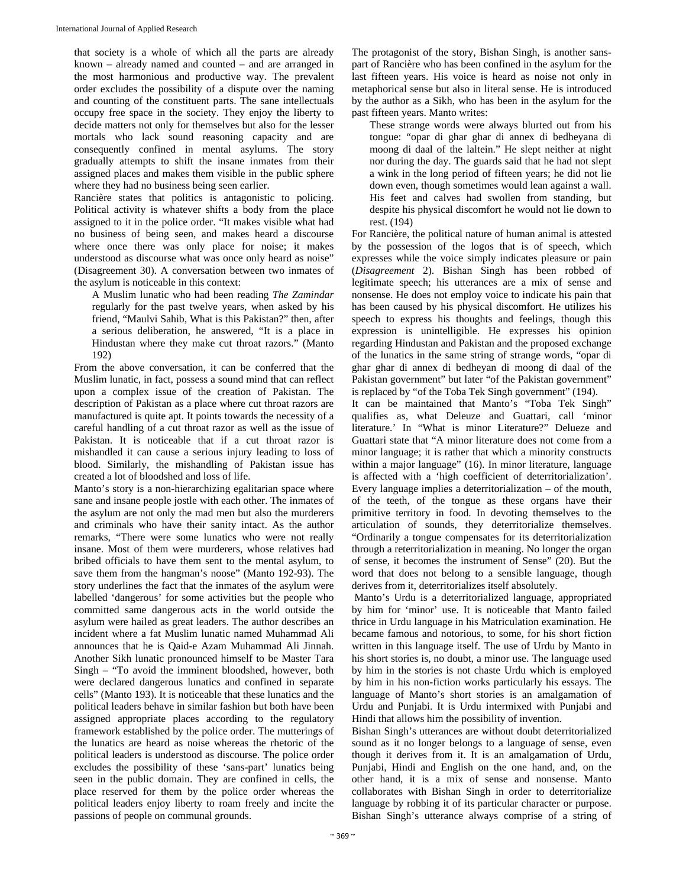that society is a whole of which all the parts are already known – already named and counted – and are arranged in the most harmonious and productive way. The prevalent order excludes the possibility of a dispute over the naming and counting of the constituent parts. The sane intellectuals occupy free space in the society. They enjoy the liberty to decide matters not only for themselves but also for the lesser mortals who lack sound reasoning capacity and are consequently confined in mental asylums. The story gradually attempts to shift the insane inmates from their assigned places and makes them visible in the public sphere where they had no business being seen earlier.

Rancière states that politics is antagonistic to policing. Political activity is whatever shifts a body from the place assigned to it in the police order. "It makes visible what had no business of being seen, and makes heard a discourse where once there was only place for noise; it makes understood as discourse what was once only heard as noise" (Disagreement 30). A conversation between two inmates of the asylum is noticeable in this context:

> A Muslim lunatic who had been reading *The Zamindar* regularly for the past twelve years, when asked by his friend, "Maulvi Sahib, What is this Pakistan?" then, after a serious deliberation, he answered, "It is a place in Hindustan where they make cut throat razors." (Manto 192)

From the above conversation, it can be conferred that the Muslim lunatic, in fact, possess a sound mind that can reflect upon a complex issue of the creation of Pakistan. The description of Pakistan as a place where cut throat razors are manufactured is quite apt. It points towards the necessity of a careful handling of a cut throat razor as well as the issue of Pakistan. It is noticeable that if a cut throat razor is mishandled it can cause a serious injury leading to loss of blood. Similarly, the mishandling of Pakistan issue has created a lot of bloodshed and loss of life.

Manto's story is a non-hierarchizing egalitarian space where sane and insane people jostle with each other. The inmates of the asylum are not only the mad men but also the murderers and criminals who have their sanity intact. As the author remarks, "There were some lunatics who were not really insane. Most of them were murderers, whose relatives had bribed officials to have them sent to the mental asylum, to save them from the hangman's noose" (Manto 192-93). The story underlines the fact that the inmates of the asylum were labelled 'dangerous' for some activities but the people who committed same dangerous acts in the world outside the asylum were hailed as great leaders. The author describes an incident where a fat Muslim lunatic named Muhammad Ali announces that he is Qaid-e Azam Muhammad Ali Jinnah. Another Sikh lunatic pronounced himself to be Master Tara Singh – "To avoid the imminent bloodshed, however, both were declared dangerous lunatics and confined in separate cells" (Manto 193). It is noticeable that these lunatics and the political leaders behave in similar fashion but both have been assigned appropriate places according to the regulatory framework established by the police order. The mutterings of the lunatics are heard as noise whereas the rhetoric of the political leaders is understood as discourse. The police order excludes the possibility of these 'sans-part' lunatics being seen in the public domain. They are confined in cells, the place reserved for them by the police order whereas the political leaders enjoy liberty to roam freely and incite the passions of people on communal grounds.

The protagonist of the story, Bishan Singh, is another sans-part of Rancière who has been confined in the asylum for the last fifteen years. His voice is heard as noise not only in metaphorical sense but also in literal sense. He is introduced by the author as a Sikh, who has been in the asylum for the past fifteen years. Manto writes:

> These strange words were always blurted out from his tongue: "opar di ghar ghar di annex di bedheyana di moong di daal of the laltein." He slept neither at night nor during the day. The guards said that he had not slept a wink in the long period of fifteen years; he did not lie down even, though sometimes would lean against a wall. His feet and calves had swollen from standing, but despite his physical discomfort he would not lie down to rest. (194)

For Rancière, the political nature of human animal is attested by the possession of the logos that is of speech, which expresses while the voice simply indicates pleasure or pain (*Disagreement* 2). Bishan Singh has been robbed of legitimate speech; his utterances are a mix of sense and nonsense. He does not employ voice to indicate his pain that has been caused by his physical discomfort. He utilizes his speech to express his thoughts and feelings, though this expression is unintelligible. He expresses his opinion regarding Hindustan and Pakistan and the proposed exchange of the lunatics in the same string of strange words, "opar di ghar ghar di annex di bedheyan di moong di daal of the Pakistan government" but later "of the Pakistan government" is replaced by "of the Toba Tek Singh government" (194).

It can be maintained that Manto's "Toba Tek Singh" qualifies as, what Deleuze and Guattari, call 'minor literature.' In "What is minor Literature?" Delueze and Guattari state that "A minor literature does not come from a minor language; it is rather that which a minority constructs within a major language" (16). In minor literature, language is affected with a 'high coefficient of deterritorialization'. Every language implies a deterritorialization – of the mouth, of the teeth, of the tongue as these organs have their primitive territory in food. In devoting themselves to the articulation of sounds, they deterritorialize themselves. "Ordinarily a tongue compensates for its deterritorialization through a reterritorialization in meaning. No longer the organ of sense, it becomes the instrument of Sense" (20). But the word that does not belong to a sensible language, though derives from it, deterritorializes itself absolutely.

Manto's Urdu is a deterritorialized language, appropriated by him for 'minor' use. It is noticeable that Manto failed thrice in Urdu language in his Matriculation examination. He became famous and notorious, to some, for his short fiction written in this language itself. The use of Urdu by Manto in his short stories is, no doubt, a minor use. The language used by him in the stories is not chaste Urdu which is employed by him in his non-fiction works particularly his essays. The language of Manto's short stories is an amalgamation of Urdu and Punjabi. It is Urdu intermixed with Punjabi and Hindi that allows him the possibility of invention.

Bishan Singh's utterances are without doubt deterritorialized sound as it no longer belongs to a language of sense, even though it derives from it. It is an amalgamation of Urdu, Punjabi, Hindi and English on the one hand, and, on the other hand, it is a mix of sense and nonsense. Manto collaborates with Bishan Singh in order to deterritorialize language by robbing it of its particular character or purpose. Bishan Singh's utterance always comprise of a string of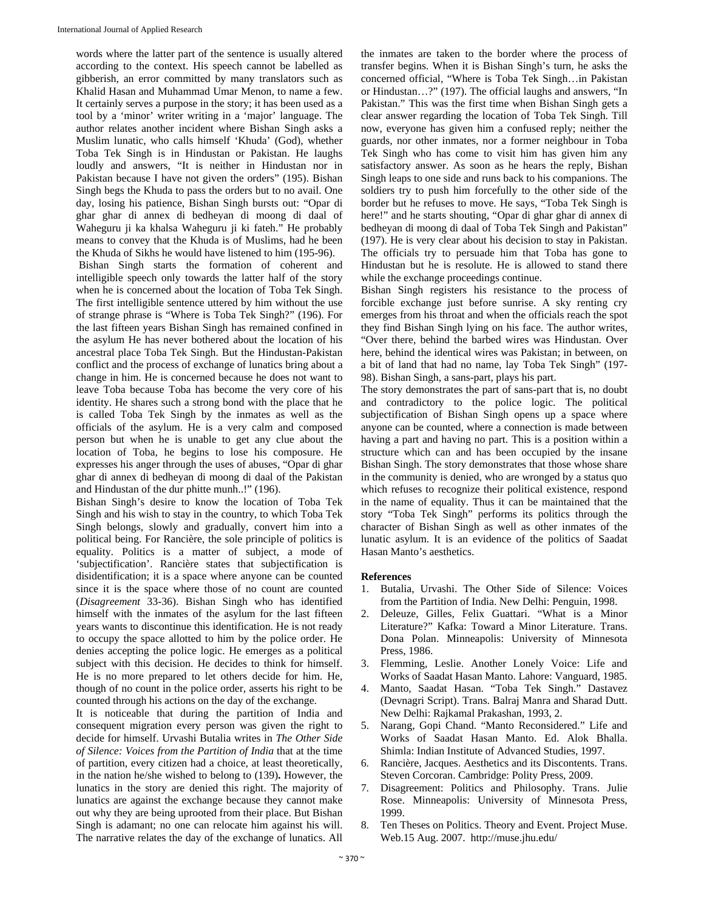words where the latter part of the sentence is usually altered according to the context. His speech cannot be labelled as gibberish, an error committed by many translators such as Khalid Hasan and Muhammad Umar Menon, to name a few. It certainly serves a purpose in the story; it has been used as a tool by a 'minor' writer writing in a 'major' language. The author relates another incident where Bishan Singh asks a Muslim lunatic, who calls himself 'Khuda' (God), whether Toba Tek Singh is in Hindustan or Pakistan. He laughs loudly and answers, "It is neither in Hindustan nor in Pakistan because I have not given the orders" (195). Bishan Singh begs the Khuda to pass the orders but to no avail. One day, losing his patience, Bishan Singh bursts out: "Opar di ghar ghar di annex di bedheyan di moong di daal of Waheguru ji ka khalsa Waheguru ji ki fateh." He probably means to convey that the Khuda is of Muslims, had he been the Khuda of Sikhs he would have listened to him (195-96).

Bishan Singh starts the formation of coherent and intelligible speech only towards the latter half of the story when he is concerned about the location of Toba Tek Singh. The first intelligible sentence uttered by him without the use of strange phrase is "Where is Toba Tek Singh?" (196). For the last fifteen years Bishan Singh has remained confined in the asylum He has never bothered about the location of his ancestral place Toba Tek Singh. But the Hindustan-Pakistan conflict and the process of exchange of lunatics bring about a change in him. He is concerned because he does not want to leave Toba because Toba has become the very core of his identity. He shares such a strong bond with the place that he is called Toba Tek Singh by the inmates as well as the officials of the asylum. He is a very calm and composed person but when he is unable to get any clue about the location of Toba, he begins to lose his composure. He expresses his anger through the uses of abuses, "Opar di ghar ghar di annex di bedheyan di moong di daal of the Pakistan and Hindustan of the dur phitte munh..!" (196).

Bishan Singh's desire to know the location of Toba Tek Singh and his wish to stay in the country, to which Toba Tek Singh belongs, slowly and gradually, convert him into a political being. For Rancière, the sole principle of politics is equality. Politics is a matter of subject, a mode of 'subjectification'. Rancière states that subjectification is disidentification; it is a space where anyone can be counted since it is the space where those of no count are counted (*Disagreement* 33-36). Bishan Singh who has identified himself with the inmates of the asylum for the last fifteen years wants to discontinue this identification. He is not ready to occupy the space allotted to him by the police order. He denies accepting the police logic. He emerges as a political subject with this decision. He decides to think for himself. He is no more prepared to let others decide for him. He, though of no count in the police order, asserts his right to be counted through his actions on the day of the exchange.

It is noticeable that during the partition of India and consequent migration every person was given the right to decide for himself. Urvashi Butalia writes in *The Other Side of Silence: Voices from the Partition of India* that at the time of partition, every citizen had a choice, at least theoretically, in the nation he/she wished to belong to (139)**.** However, the lunatics in the story are denied this right. The majority of lunatics are against the exchange because they cannot make out why they are being uprooted from their place. But Bishan Singh is adamant; no one can relocate him against his will. The narrative relates the day of the exchange of lunatics. All the inmates are taken to the border where the process of transfer begins. When it is Bishan Singh's turn, he asks the concerned official, "Where is Toba Tek Singh…in Pakistan or Hindustan…?" (197). The official laughs and answers, "In Pakistan." This was the first time when Bishan Singh gets a clear answer regarding the location of Toba Tek Singh. Till now, everyone has given him a confused reply; neither the guards, nor other inmates, nor a former neighbour in Toba Tek Singh who has come to visit him has given him any satisfactory answer. As soon as he hears the reply, Bishan Singh leaps to one side and runs back to his companions. The soldiers try to push him forcefully to the other side of the border but he refuses to move. He says, "Toba Tek Singh is here!" and he starts shouting, "Opar di ghar ghar di annex di bedheyan di moong di daal of Toba Tek Singh and Pakistan" (197). He is very clear about his decision to stay in Pakistan. The officials try to persuade him that Toba has gone to Hindustan but he is resolute. He is allowed to stand there while the exchange proceedings continue.

Bishan Singh registers his resistance to the process of forcible exchange just before sunrise. A sky renting cry emerges from his throat and when the officials reach the spot they find Bishan Singh lying on his face. The author writes, "Over there, behind the barbed wires was Hindustan. Over here, behind the identical wires was Pakistan; in between, on a bit of land that had no name, lay Toba Tek Singh" (197-98). Bishan Singh, a sans-part, plays his part.

The story demonstrates the part of sans-part that is, no doubt and contradictory to the police logic. The political subjectification of Bishan Singh opens up a space where anyone can be counted, where a connection is made between having a part and having no part. This is a position within a structure which can and has been occupied by the insane Bishan Singh. The story demonstrates that those whose share in the community is denied, who are wronged by a status quo which refuses to recognize their political existence, respond in the name of equality. Thus it can be maintained that the story "Toba Tek Singh" performs its politics through the character of Bishan Singh as well as other inmates of the lunatic asylum. It is an evidence of the politics of Saadat Hasan Manto's aesthetics.

**References**

1. Butalia, Urvashi. The Other Side of Silence: Voices from the Partition of India. New Delhi: Penguin, 1998.
2. Deleuze, Gilles, Felix Guattari. "What is a Minor Literature?" Kafka: Toward a Minor Literature. Trans. Dona Polan. Minneapolis: University of Minnesota Press, 1986.
3. Flemming, Leslie. Another Lonely Voice: Life and Works of Saadat Hasan Manto. Lahore: Vanguard, 1985.
4. Manto, Saadat Hasan. "Toba Tek Singh." Dastavez (Devnagri Script). Trans. Balraj Manra and Sharad Dutt. New Delhi: Rajkamal Prakashan, 1993, 2.
5. Narang, Gopi Chand. "Manto Reconsidered." Life and Works of Saadat Hasan Manto. Ed. Alok Bhalla. Shimla: Indian Institute of Advanced Studies, 1997.
6. Rancière, Jacques. Aesthetics and its Discontents. Trans. Steven Corcoran. Cambridge: Polity Press, 2009.
7. Disagreement: Politics and Philosophy. Trans. Julie Rose. Minneapolis: University of Minnesota Press, 1999.
8. Ten Theses on Politics. Theory and Event. Project Muse. Web.15 Aug. 2007. http://muse.jhu.edu/